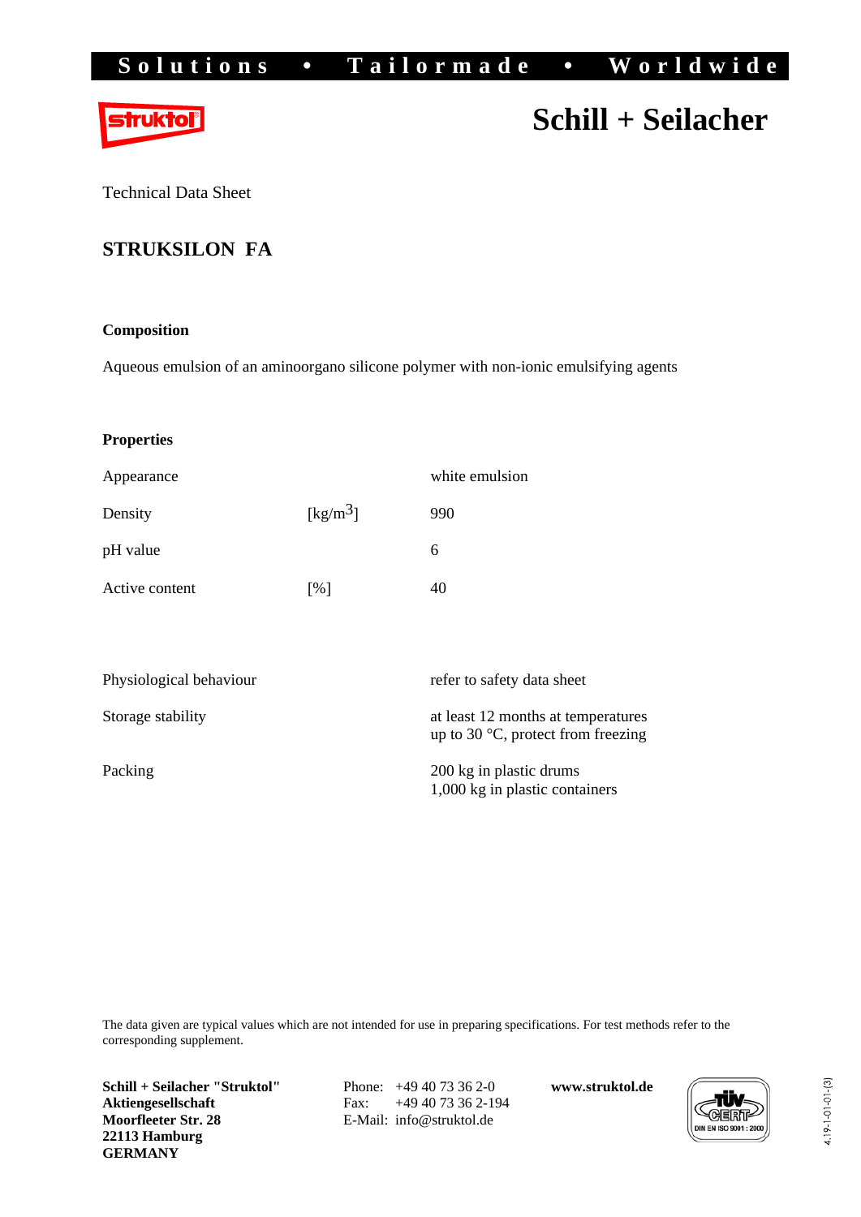Solutions • Tailormade • Worldwide

struktol

# Schill + Seilacher

Technical Data Sheet

## STRUKSILON FA

### Composition

Aqueous emulsion of an aminoorgano silicone polymer with non-ionic emulsifying agents

### Properties

| | | |
|---|---|---|
| Appearance | | white emulsion |
| Density | [kg/m$^3$] | 990 |
| pH value | | 6 |
| Active content | [%] | 40 |

| | |
|---|---|
| Physiological behaviour | refer to safety data sheet |
| Storage stability | at least 12 months at temperatures up to 30 °C, protect from freezing |
| Packing | 200 kg in plastic drums<br>1,000 kg in plastic containers |

The data given are typical values which are not intended for use in preparing specifications. For test methods refer to the corresponding supplement.

**Schill + Seilacher "Struktol" Aktiengesellschaft**
**Moorfleeter Str. 28**
**22113 Hamburg**
**GERMANY**

Phone: +49 40 73 36 2-0
Fax: +49 40 73 36 2-194
E-Mail: info@struktol.de

**www.struktol.de**

TÜV CERT DIN EN ISO 9001 : 2000

4.19-1-01-01-(3)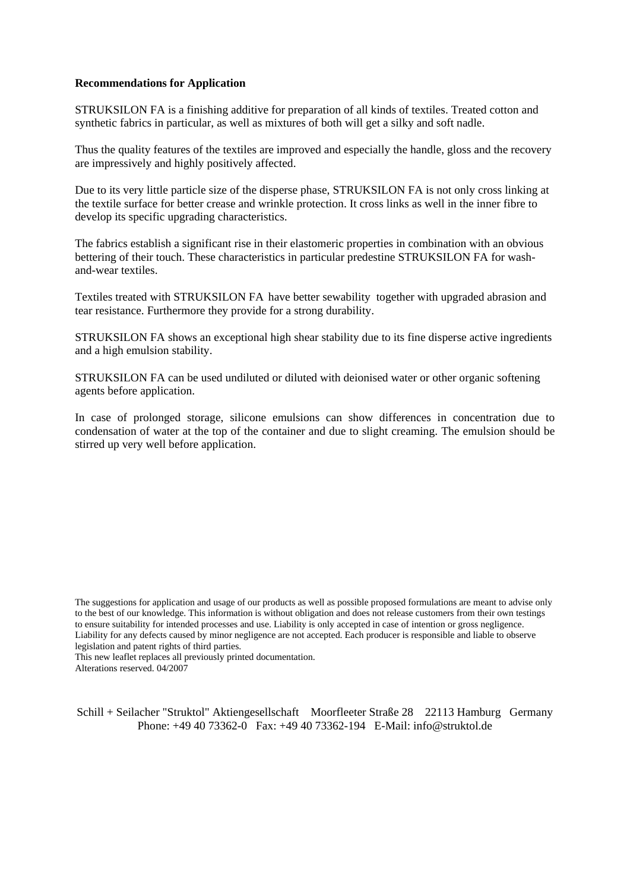**Recommendations for Application**

STRUKSILON FA is a finishing additive for preparation of all kinds of textiles. Treated cotton and synthetic fabrics in particular, as well as mixtures of both will get a silky and soft nadle.

Thus the quality features of the textiles are improved and especially the handle, gloss and the recovery are impressively and highly positively affected.

Due to its very little particle size of the disperse phase, STRUKSILON FA is not only cross linking at the textile surface for better crease and wrinkle protection. It cross links as well in the inner fibre to develop its specific upgrading characteristics.

The fabrics establish a significant rise in their elastomeric properties in combination with an obvious bettering of their touch. These characteristics in particular predestine STRUKSILON FA for wash-and-wear textiles.

Textiles treated with STRUKSILON FA have better sewability together with upgraded abrasion and tear resistance. Furthermore they provide for a strong durability.

STRUKSILON FA shows an exceptional high shear stability due to its fine disperse active ingredients and a high emulsion stability.

STRUKSILON FA can be used undiluted or diluted with deionised water or other organic softening agents before application.

In case of prolonged storage, silicone emulsions can show differences in concentration due to condensation of water at the top of the container and due to slight creaming. The emulsion should be stirred up very well before application.

The suggestions for application and usage of our products as well as possible proposed formulations are meant to advise only to the best of our knowledge. This information is without obligation and does not release customers from their own testings to ensure suitability for intended processes and use. Liability is only accepted in case of intention or gross negligence. Liability for any defects caused by minor negligence are not accepted. Each producer is responsible and liable to observe legislation and patent rights of third parties.
This new leaflet replaces all previously printed documentation.
Alterations reserved. 04/2007

Schill + Seilacher "Struktol" Aktiengesellschaft Moorfleeter Straße 28 22113 Hamburg Germany
Phone: +49 40 73362-0 Fax: +49 40 73362-194 E-Mail: info@struktol.de